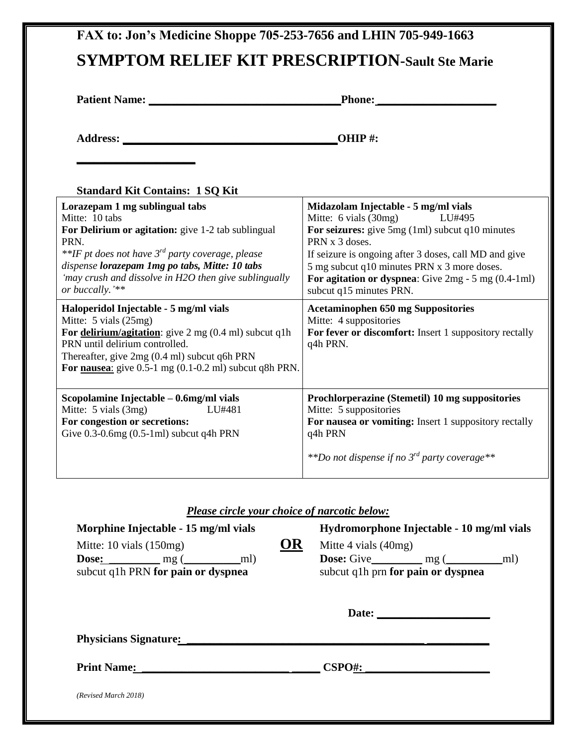**FAX to: Jon's Medicine Shoppe 705-253-7656 and LHIN 705-949-1663**

# SYMPTOM RELIEF KIT PRESCRIPTION-Sault Ste Marie

**Patient Name:** ______________________________ **Phone:** ____________________

**Address:** ___________________________________ **OHIP #:**

____________________

**Standard Kit Contains: 1 SQ Kit**

| | |
|---|---|
| **Lorazepam 1 mg sublingual tabs**<br>Mitte: 10 tabs<br>**For Delirium or agitation:** give 1-2 tab sublingual PRN.<br>*\*\*IF pt does not have 3rd party coverage, please dispense **lorazepam 1mg po tabs, Mitte: 10 tabs** 'may crush and dissolve in H2O then give sublingually or buccally.'\*\** | **Midazolam Injectable - 5 mg/ml vials**<br>Mitte: 6 vials (30mg) LU#495<br>**For seizures:** give 5mg (1ml) subcut q10 minutes PRN x 3 doses.<br>If seizure is ongoing after 3 doses, call MD and give 5 mg subcut q10 minutes PRN x 3 more doses.<br>**For agitation or dyspnea**: Give 2mg - 5 mg (0.4-1ml) subcut q15 minutes PRN. |
| **Haloperidol Injectable - 5 mg/ml vials**<br>Mitte: 5 vials (25mg)<br>**For <u>delirium/agitation</u>**: give 2 mg (0.4 ml) subcut q1h PRN until delirium controlled.<br>Thereafter, give 2mg (0.4 ml) subcut q6h PRN<br>**For <u>nausea</u>**: give 0.5-1 mg (0.1-0.2 ml) subcut q8h PRN. | **Acetaminophen 650 mg Suppositories**<br>Mitte: 4 suppositories<br>**For fever or discomfort:** Insert 1 suppository rectally q4h PRN. |
| **Scopolamine Injectable – 0.6mg/ml vials**<br>Mitte: 5 vials (3mg) LU#481<br>**For congestion or secretions:**<br>Give 0.3-0.6mg (0.5-1ml) subcut q4h PRN | **Prochlorperazine (Stemetil) 10 mg suppositories**<br>Mitte: 5 suppositories<br>**For nausea or vomiting:** Insert 1 suppository rectally q4h PRN<br><br>*\*\*Do not dispense if no 3rd party coverage\*\** |

***<u>Please circle your choice of narcotic below:</u>***

**Morphine Injectable - 15 mg/ml vials**
Mitte: 10 vials (150mg)
**Dose:** _________ mg (__________ml)
subcut q1h PRN **for pain or dyspnea**

**OR**

**Hydromorphone Injectable - 10 mg/ml vials**
Mitte 4 vials (40mg)
**Dose:** Give_________ mg (__________ml)
subcut q1h prn **for pain or dyspnea**

**Date:** ____________________

**Physicians Signature:** ____________________________________________

**Print Name:** ______________________________ **CSPO#:** ______________________

*(Revised March 2018)*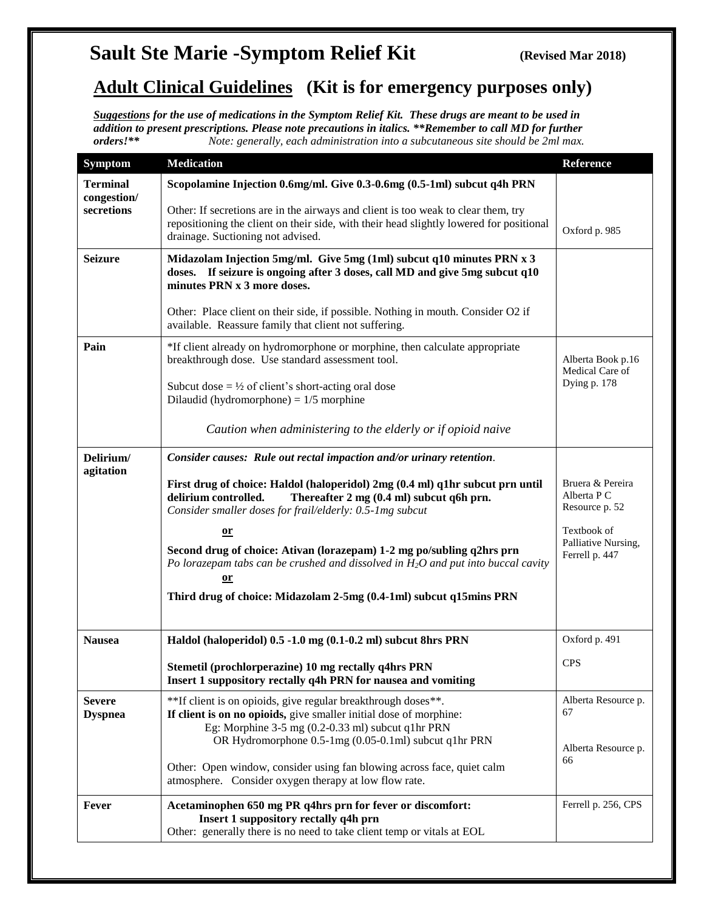# Sault Ste Marie -Symptom Relief Kit (Revised Mar 2018)

## Adult Clinical Guidelines (Kit is for emergency purposes only)

***Suggestions** for the use of medications in the Symptom Relief Kit. These drugs are meant to be used in addition to present prescriptions. Please note precautions in italics. **Remember to call MD for further orders!***** *Note: generally, each administration into a subcutaneous site should be 2ml max.*

| Symptom | Medication | Reference |
|---|---|---|
| **Terminal congestion/ secretions** | **Scopolamine Injection 0.6mg/ml. Give 0.3-0.6mg (0.5-1ml) subcut q4h PRN**<br><br>Other: If secretions are in the airways and client is too weak to clear them, try repositioning the client on their side, with their head slightly lowered for positional drainage. Suctioning not advised. | Oxford p. 985 |
| **Seizure** | **Midazolam Injection 5mg/ml. Give 5mg (1ml) subcut q10 minutes PRN x 3 doses. If seizure is ongoing after 3 doses, call MD and give 5mg subcut q10 minutes PRN x 3 more doses.**<br><br>Other: Place client on their side, if possible. Nothing in mouth. Consider O2 if available. Reassure family that client not suffering. | |
| **Pain** | *If client already on hydromorphone or morphine, then calculate appropriate breakthrough dose. Use standard assessment tool.<br><br>Subcut dose = ½ of client's short-acting oral dose<br>Dilaudid (hydromorphone) = 1/5 morphine<br><br>*Caution when administering to the elderly or if opioid naive* | Alberta Book p.16<br>Medical Care of Dying p. 178 |
| **Delirium/ agitation** | ***Consider causes: Rule out rectal impaction and/or urinary retention**.*<br><br>**First drug of choice: Haldol (haloperidol) 2mg (0.4 ml) q1hr subcut prn until delirium controlled. Thereafter 2 mg (0.4 ml) subcut q6h prn.**<br>*Consider smaller doses for frail/elderly: 0.5-1mg subcut*<br><br>**<u>or</u>**<br><br>**Second drug of choice: Ativan (lorazepam) 1-2 mg po/subling q2hrs prn**<br>*Po lorazepam tabs can be crushed and dissolved in $H_2O$ and put into buccal cavity*<br>**<u>or</u>**<br><br>**Third drug of choice: Midazolam 2-5mg (0.4-1ml) subcut q15mins PRN** | Bruera & Pereira Alberta P C Resource p. 52<br><br>Textbook of Palliative Nursing, Ferrell p. 447 |
| **Nausea** | **Haldol (haloperidol) 0.5 -1.0 mg (0.1-0.2 ml) subcut 8hrs PRN**<br><br>**Stemetil (prochlorperazine) 10 mg rectally q4hrs PRN**<br>**Insert 1 suppository rectally q4h PRN for nausea and vomiting** | Oxford p. 491<br><br>CPS |
| **Severe Dyspnea** | **If client is on opioids, give regular breakthrough doses**.<br>**If client is on no opioids,** give smaller initial dose of morphine:<br>Eg: Morphine 3-5 mg (0.2-0.33 ml) subcut q1hr PRN<br>OR Hydromorphone 0.5-1mg (0.05-0.1ml) subcut q1hr PRN<br><br>Other: Open window, consider using fan blowing across face, quiet calm atmosphere. Consider oxygen therapy at low flow rate. | Alberta Resource p. 67<br><br>Alberta Resource p. 66 |
| **Fever** | **Acetaminophen 650 mg PR q4hrs prn for fever or discomfort:**<br>**Insert 1 suppository rectally q4h prn**<br>Other: generally there is no need to take client temp or vitals at EOL | Ferrell p. 256, CPS |